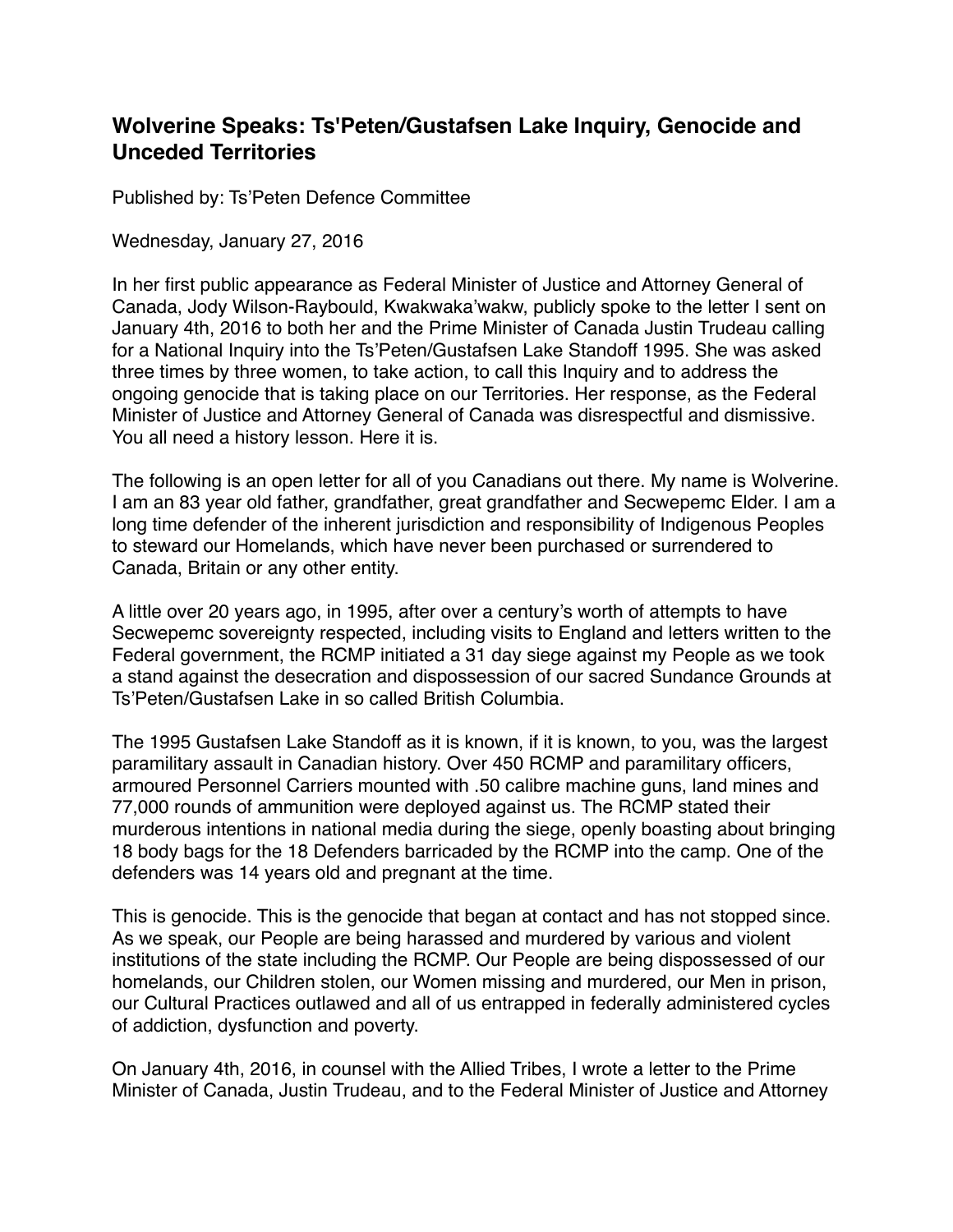# Wolverine Speaks: Ts'Peten/Gustafsen Lake Inquiry, Genocide and Unceded Territories

Published by: Ts'Peten Defence Committee

Wednesday, January 27, 2016

In her first public appearance as Federal Minister of Justice and Attorney General of Canada, Jody Wilson-Raybould, Kwakwaka'wakw, publicly spoke to the letter I sent on January 4th, 2016 to both her and the Prime Minister of Canada Justin Trudeau calling for a National Inquiry into the Ts'Peten/Gustafsen Lake Standoff 1995. She was asked three times by three women, to take action, to call this Inquiry and to address the ongoing genocide that is taking place on our Territories. Her response, as the Federal Minister of Justice and Attorney General of Canada was disrespectful and dismissive. You all need a history lesson. Here it is.

The following is an open letter for all of you Canadians out there. My name is Wolverine. I am an 83 year old father, grandfather, great grandfather and Secwepemc Elder. I am a long time defender of the inherent jurisdiction and responsibility of Indigenous Peoples to steward our Homelands, which have never been purchased or surrendered to Canada, Britain or any other entity.

A little over 20 years ago, in 1995, after over a century's worth of attempts to have Secwepemc sovereignty respected, including visits to England and letters written to the Federal government, the RCMP initiated a 31 day siege against my People as we took a stand against the desecration and dispossession of our sacred Sundance Grounds at Ts'Peten/Gustafsen Lake in so called British Columbia.

The 1995 Gustafsen Lake Standoff as it is known, if it is known, to you, was the largest paramilitary assault in Canadian history. Over 450 RCMP and paramilitary officers, armoured Personnel Carriers mounted with .50 calibre machine guns, land mines and 77,000 rounds of ammunition were deployed against us. The RCMP stated their murderous intentions in national media during the siege, openly boasting about bringing 18 body bags for the 18 Defenders barricaded by the RCMP into the camp. One of the defenders was 14 years old and pregnant at the time.

This is genocide. This is the genocide that began at contact and has not stopped since. As we speak, our People are being harassed and murdered by various and violent institutions of the state including the RCMP. Our People are being dispossessed of our homelands, our Children stolen, our Women missing and murdered, our Men in prison, our Cultural Practices outlawed and all of us entrapped in federally administered cycles of addiction, dysfunction and poverty.

On January 4th, 2016, in counsel with the Allied Tribes, I wrote a letter to the Prime Minister of Canada, Justin Trudeau, and to the Federal Minister of Justice and Attorney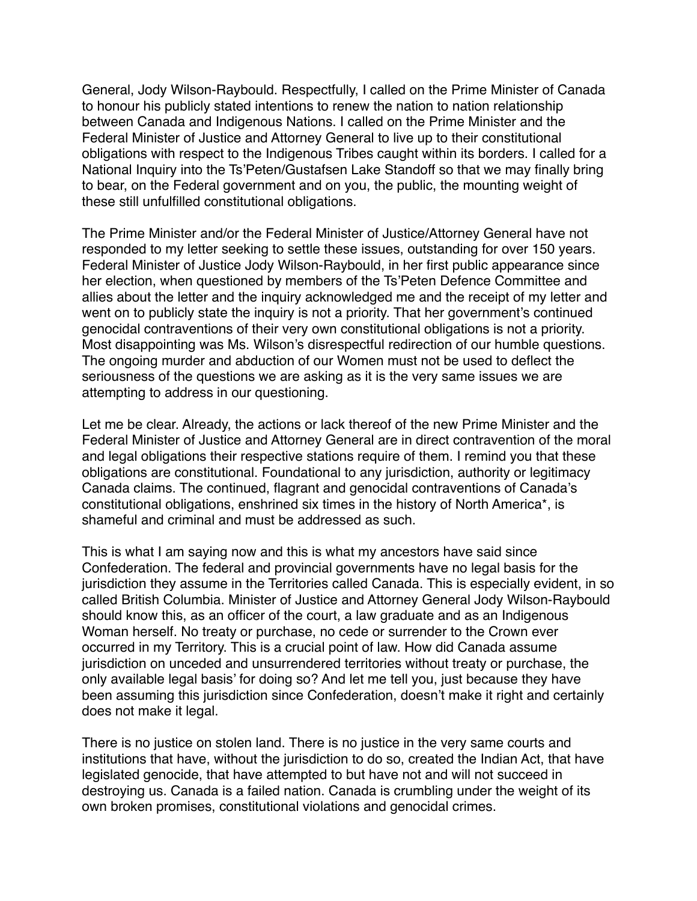General, Jody Wilson-Raybould. Respectfully, I called on the Prime Minister of Canada to honour his publicly stated intentions to renew the nation to nation relationship between Canada and Indigenous Nations. I called on the Prime Minister and the Federal Minister of Justice and Attorney General to live up to their constitutional obligations with respect to the Indigenous Tribes caught within its borders. I called for a National Inquiry into the Ts'Peten/Gustafsen Lake Standoff so that we may finally bring to bear, on the Federal government and on you, the public, the mounting weight of these still unfulfilled constitutional obligations.

The Prime Minister and/or the Federal Minister of Justice/Attorney General have not responded to my letter seeking to settle these issues, outstanding for over 150 years. Federal Minister of Justice Jody Wilson-Raybould, in her first public appearance since her election, when questioned by members of the Ts'Peten Defence Committee and allies about the letter and the inquiry acknowledged me and the receipt of my letter and went on to publicly state the inquiry is not a priority. That her government's continued genocidal contraventions of their very own constitutional obligations is not a priority. Most disappointing was Ms. Wilson's disrespectful redirection of our humble questions. The ongoing murder and abduction of our Women must not be used to deflect the seriousness of the questions we are asking as it is the very same issues we are attempting to address in our questioning.

Let me be clear. Already, the actions or lack thereof of the new Prime Minister and the Federal Minister of Justice and Attorney General are in direct contravention of the moral and legal obligations their respective stations require of them. I remind you that these obligations are constitutional. Foundational to any jurisdiction, authority or legitimacy Canada claims. The continued, flagrant and genocidal contraventions of Canada's constitutional obligations, enshrined six times in the history of North America*, is shameful and criminal and must be addressed as such.

This is what I am saying now and this is what my ancestors have said since Confederation. The federal and provincial governments have no legal basis for the jurisdiction they assume in the Territories called Canada. This is especially evident, in so called British Columbia. Minister of Justice and Attorney General Jody Wilson-Raybould should know this, as an officer of the court, a law graduate and as an Indigenous Woman herself. No treaty or purchase, no cede or surrender to the Crown ever occurred in my Territory. This is a crucial point of law. How did Canada assume jurisdiction on unceded and unsurrendered territories without treaty or purchase, the only available legal basis' for doing so? And let me tell you, just because they have been assuming this jurisdiction since Confederation, doesn't make it right and certainly does not make it legal.

There is no justice on stolen land. There is no justice in the very same courts and institutions that have, without the jurisdiction to do so, created the Indian Act, that have legislated genocide, that have attempted to but have not and will not succeed in destroying us. Canada is a failed nation. Canada is crumbling under the weight of its own broken promises, constitutional violations and genocidal crimes.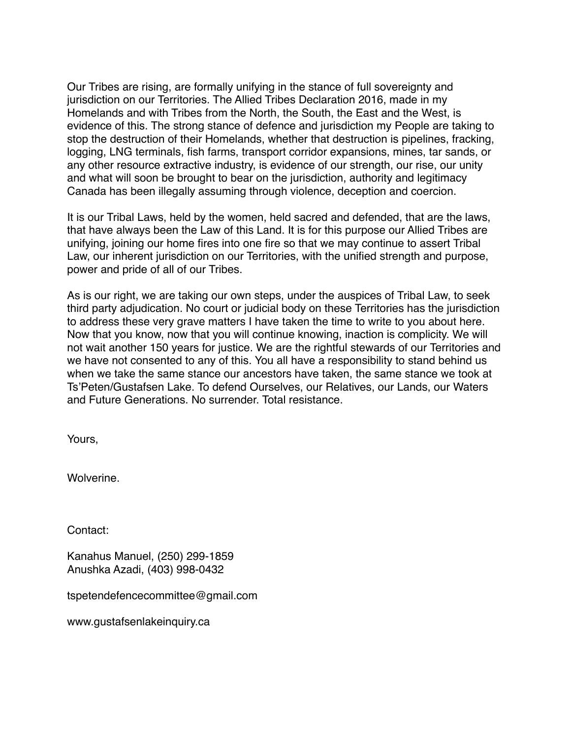Our Tribes are rising, are formally unifying in the stance of full sovereignty and jurisdiction on our Territories. The Allied Tribes Declaration 2016, made in my Homelands and with Tribes from the North, the South, the East and the West, is evidence of this. The strong stance of defence and jurisdiction my People are taking to stop the destruction of their Homelands, whether that destruction is pipelines, fracking, logging, LNG terminals, fish farms, transport corridor expansions, mines, tar sands, or any other resource extractive industry, is evidence of our strength, our rise, our unity and what will soon be brought to bear on the jurisdiction, authority and legitimacy Canada has been illegally assuming through violence, deception and coercion.

It is our Tribal Laws, held by the women, held sacred and defended, that are the laws, that have always been the Law of this Land. It is for this purpose our Allied Tribes are unifying, joining our home fires into one fire so that we may continue to assert Tribal Law, our inherent jurisdiction on our Territories, with the unified strength and purpose, power and pride of all of our Tribes.

As is our right, we are taking our own steps, under the auspices of Tribal Law, to seek third party adjudication. No court or judicial body on these Territories has the jurisdiction to address these very grave matters I have taken the time to write to you about here. Now that you know, now that you will continue knowing, inaction is complicity. We will not wait another 150 years for justice. We are the rightful stewards of our Territories and we have not consented to any of this. You all have a responsibility to stand behind us when we take the same stance our ancestors have taken, the same stance we took at Ts'Peten/Gustafsen Lake. To defend Ourselves, our Relatives, our Lands, our Waters and Future Generations. No surrender. Total resistance.

Yours,

Wolverine.

Contact:

Kanahus Manuel, (250) 299-1859
Anushka Azadi, (403) 998-0432

tspetendefencecommittee@gmail.com

www.gustafsenlakeinquiry.ca